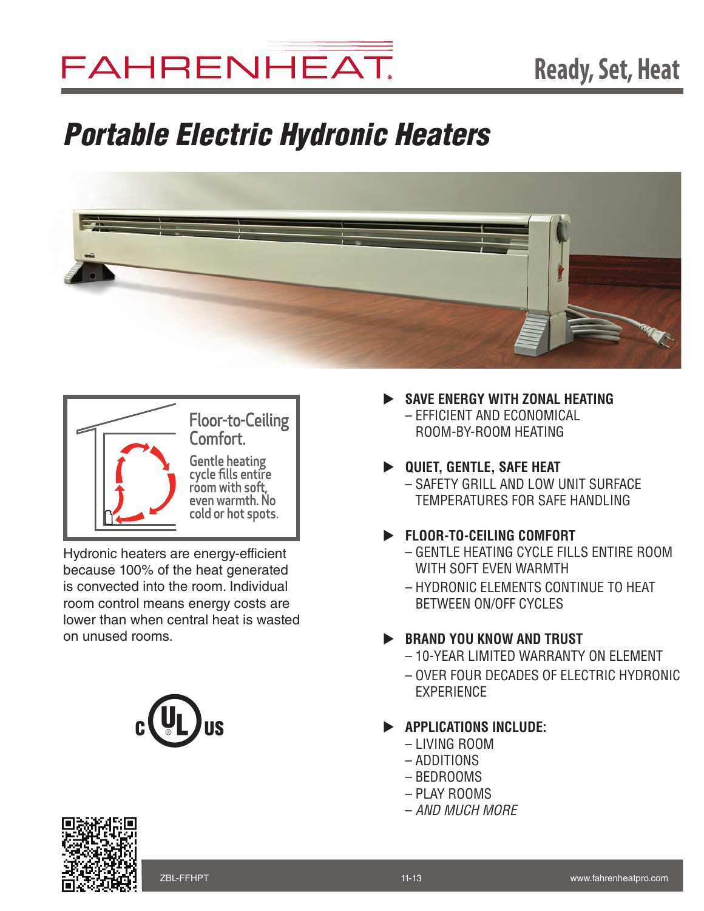FAHRENHEAT

Ready, Set, Heat

# Portable Electric Hydronic Heaters

**Floor-to-Ceiling Comfort.**

Gentle heating cycle fills entire room with soft, even warmth. No cold or hot spots.

Hydronic heaters are energy-efficient because 100% of the heat generated is convected into the room. Individual room control means energy costs are lower than when central heat is wasted on unused rooms.

c UL US

- **SAVE ENERGY WITH ZONAL HEATING**
  - EFFICIENT AND ECONOMICAL ROOM-BY-ROOM HEATING
- **QUIET, GENTLE, SAFE HEAT**
  - SAFETY GRILL AND LOW UNIT SURFACE TEMPERATURES FOR SAFE HANDLING
- **FLOOR-TO-CEILING COMFORT**
  - GENTLE HEATING CYCLE FILLS ENTIRE ROOM WITH SOFT EVEN WARMTH
  - HYDRONIC ELEMENTS CONTINUE TO HEAT BETWEEN ON/OFF CYCLES
- **BRAND YOU KNOW AND TRUST**
  - 10-YEAR LIMITED WARRANTY ON ELEMENT
  - OVER FOUR DECADES OF ELECTRIC HYDRONIC EXPERIENCE
- **APPLICATIONS INCLUDE:**
  - LIVING ROOM
  - ADDITIONS
  - BEDROOMS
  - PLAY ROOMS
  - *AND MUCH MORE*

ZBL-FFHPT 11-13 www.fahrenheatpro.com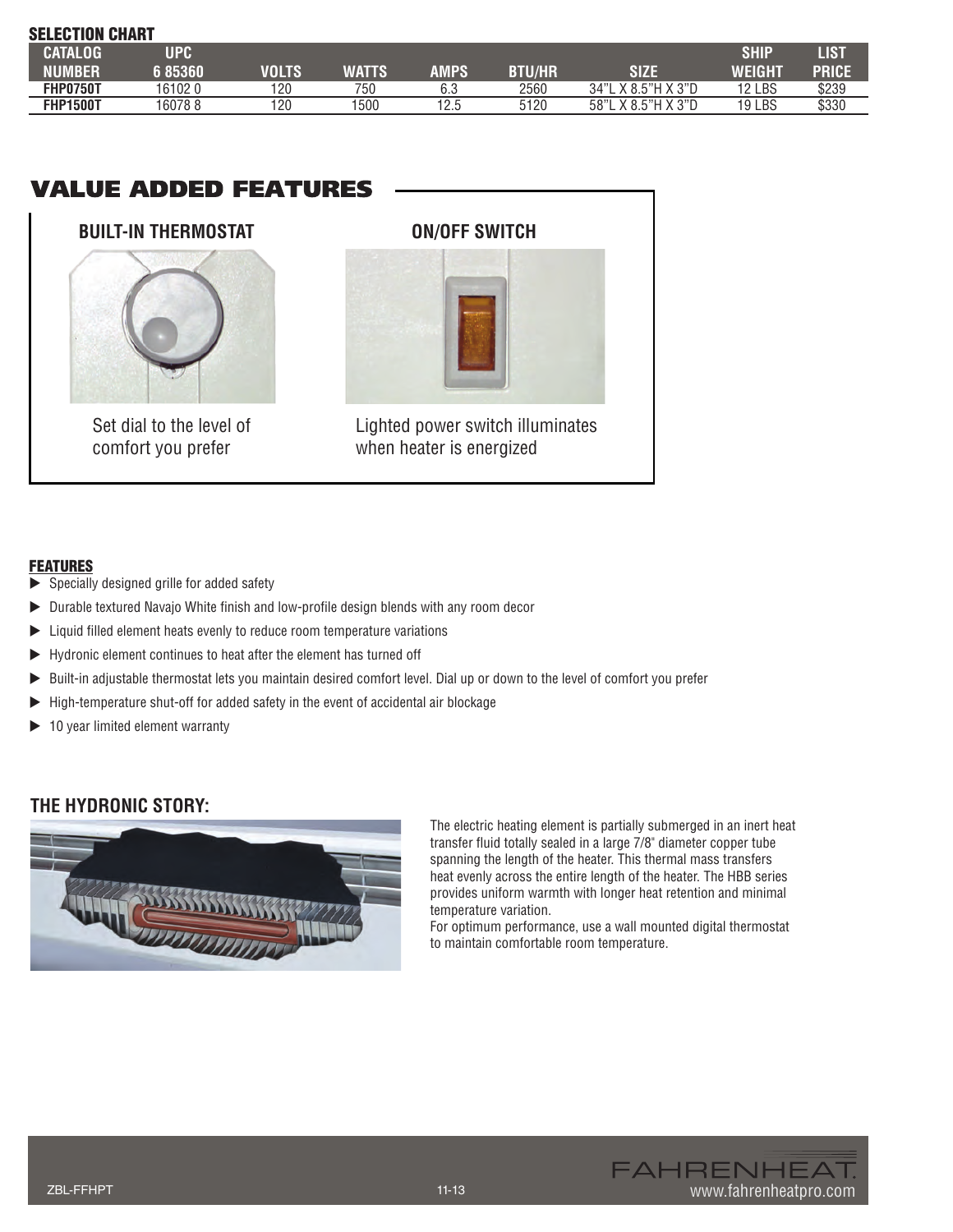## SELECTION CHART

| CATALOG NUMBER | UPC 6 85360 | VOLTS | WATTS | AMPS | BTU/HR | SIZE | SHIP WEIGHT | LIST PRICE |
|---|---|---|---|---|---|---|---|---|
| **FHP0750T** | 16102 0 | 120 | 750 | 6.3 | 2560 | 34"L X 8.5"H X 3"D | 12 LBS | $239 |
| **FHP1500T** | 16078 8 | 120 | 1500 | 12.5 | 5120 | 58"L X 8.5"H X 3"D | 19 LBS | $330 |

## VALUE ADDED FEATURES

### BUILT-IN THERMOSTAT

Set dial to the level of comfort you prefer

### ON/OFF SWITCH

Lighted power switch illuminates when heater is energized

### FEATURES

- Specially designed grille for added safety
- Durable textured Navajo White finish and low-profile design blends with any room decor
- Liquid filled element heats evenly to reduce room temperature variations
- Hydronic element continues to heat after the element has turned off
- Built-in adjustable thermostat lets you maintain desired comfort level. Dial up or down to the level of comfort you prefer
- High-temperature shut-off for added safety in the event of accidental air blockage
- 10 year limited element warranty

### THE HYDRONIC STORY:

The electric heating element is partially submerged in an inert heat transfer fluid totally sealed in a large 7/8" diameter copper tube spanning the length of the heater. This thermal mass transfers heat evenly across the entire length of the heater. The HBB series provides uniform warmth with longer heat retention and minimal temperature variation.

For optimum performance, use a wall mounted digital thermostat to maintain comfortable room temperature.

ZBL-FFHPT 11-13

FAHRENHEAT.
www.fahrenheatpro.com